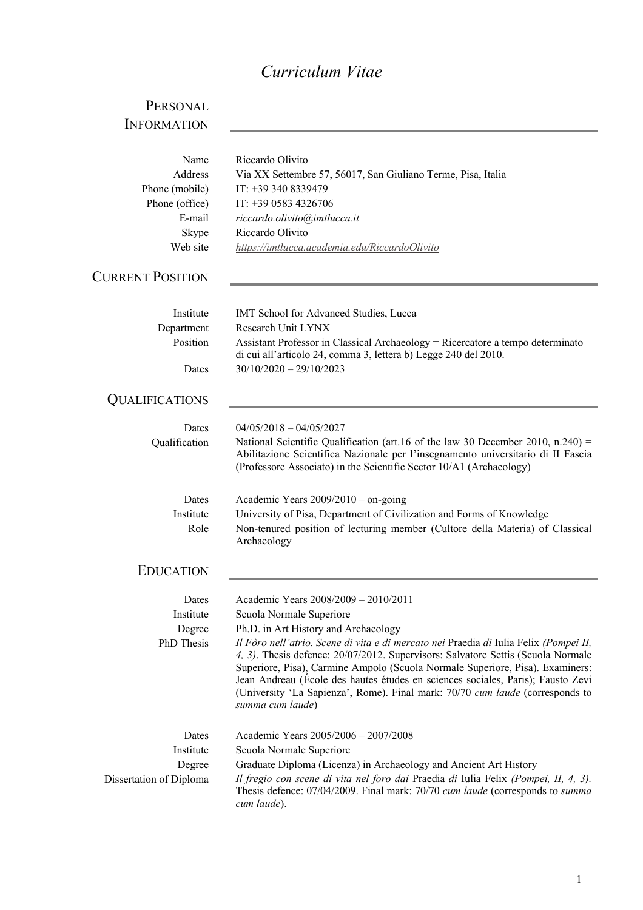# *Curriculum Vitae*

## Personal Information

| | |
|---|---|
| Name | Riccardo Olivito |
| Address | Via XX Settembre 57, 56017, San Giuliano Terme, Pisa, Italia |
| Phone (mobile) | IT: +39 340 8339479 |
| Phone (office) | IT: +39 0583 4326706 |
| E-mail | *riccardo.olivito@imtlucca.it* |
| Skype | Riccardo Olivito |
| Web site | *https://imtlucca.academia.edu/RiccardoOlivito* |

## Current Position

| | |
|---|---|
| Institute | IMT School for Advanced Studies, Lucca |
| Department | Research Unit LYNX |
| Position | Assistant Professor in Classical Archaeology = Ricercatore a tempo determinato di cui all'articolo 24, comma 3, lettera b) Legge 240 del 2010. |
| Dates | 30/10/2020 – 29/10/2023 |

## Qualifications

| | |
|---|---|
| Dates | 04/05/2018 – 04/05/2027 |
| Qualification | National Scientific Qualification (art.16 of the law 30 December 2010, n.240) = Abilitazione Scientifica Nazionale per l'insegnamento universitario di II Fascia (Professore Associato) in the Scientific Sector 10/A1 (Archaeology) |

| | |
|---|---|
| Dates | Academic Years 2009/2010 – on-going |
| Institute | University of Pisa, Department of Civilization and Forms of Knowledge |
| Role | Non-tenured position of lecturing member (Cultore della Materia) of Classical Archaeology |

## Education

| | |
|---|---|
| Dates | Academic Years 2008/2009 – 2010/2011 |
| Institute | Scuola Normale Superiore |
| Degree | Ph.D. in Art History and Archaeology |
| PhD Thesis | *Il Fòro nell'atrio. Scene di vita e di mercato nei* Praedia *di* Iulia Felix *(Pompei II, 4, 3)*. Thesis defence: 20/07/2012. Supervisors: Salvatore Settis (Scuola Normale Superiore, Pisa), Carmine Ampolo (Scuola Normale Superiore, Pisa). Examiners: Jean Andreau (École des hautes études en sciences sociales, Paris); Fausto Zevi (University 'La Sapienza', Rome). Final mark: 70/70 *cum laude* (corresponds to *summa cum laude*) |

| | |
|---|---|
| Dates | Academic Years 2005/2006 – 2007/2008 |
| Institute | Scuola Normale Superiore |
| Degree | Graduate Diploma (Licenza) in Archaeology and Ancient Art History |
| Dissertation of Diploma | *Il fregio con scene di vita nel foro dai* Praedia *di* Iulia Felix *(Pompei, II, 4, 3).* Thesis defence: 07/04/2009. Final mark: 70/70 *cum laude* (corresponds to *summa cum laude*). |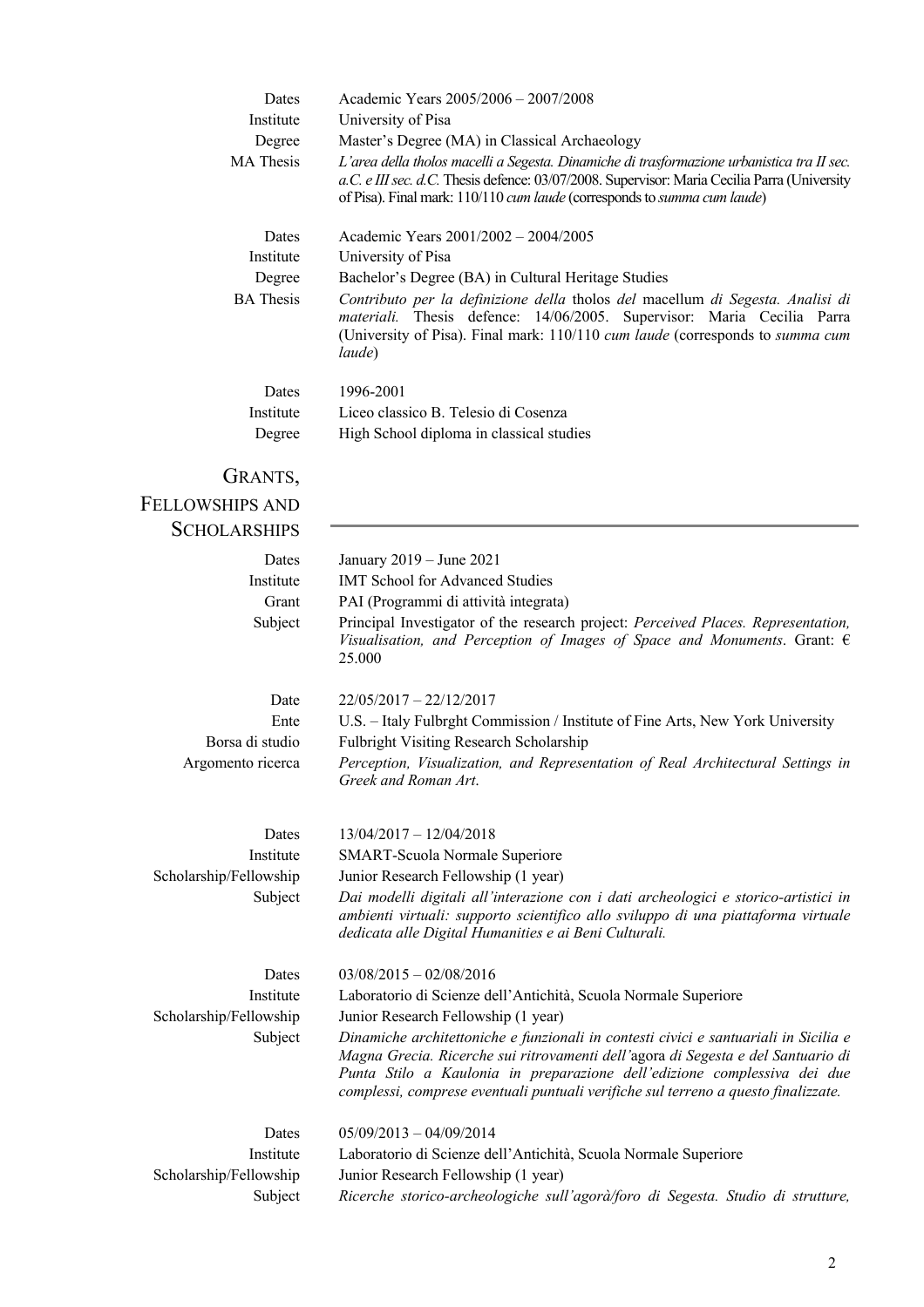| | |
|---|---|
| Dates | Academic Years 2005/2006 – 2007/2008 |
| Institute | University of Pisa |
| Degree | Master's Degree (MA) in Classical Archaeology |
| MA Thesis | *L'area della tholos macelli a Segesta. Dinamiche di trasformazione urbanistica tra II sec. a.C. e III sec. d.C.* Thesis defence: 03/07/2008. Supervisor: Maria Cecilia Parra (University of Pisa). Final mark: 110/110 *cum laude* (corresponds to *summa cum laude*) |

| | |
|---|---|
| Dates | Academic Years 2001/2002 – 2004/2005 |
| Institute | University of Pisa |
| Degree | Bachelor's Degree (BA) in Cultural Heritage Studies |
| BA Thesis | *Contributo per la definizione della* tholos *del* macellum *di Segesta. Analisi di materiali.* Thesis defence: 14/06/2005. Supervisor: Maria Cecilia Parra (University of Pisa). Final mark: 110/110 *cum laude* (corresponds to *summa cum laude*) |

| | |
|---|---|
| Dates | 1996-2001 |
| Institute | Liceo classico B. Telesio di Cosenza |
| Degree | High School diploma in classical studies |

## GRANTS, FELLOWSHIPS AND SCHOLARSHIPS

| | |
|---|---|
| Dates | January 2019 – June 2021 |
| Institute | IMT School for Advanced Studies |
| Grant | PAI (Programmi di attività integrata) |
| Subject | Principal Investigator of the research project: *Perceived Places. Representation, Visualisation, and Perception of Images of Space and Monuments*. Grant: € 25.000 |

| | |
|---|---|
| Date | 22/05/2017 – 22/12/2017 |
| Ente | U.S. – Italy Fulbrght Commission / Institute of Fine Arts, New York University |
| Borsa di studio | Fulbright Visiting Research Scholarship |
| Argomento ricerca | *Perception, Visualization, and Representation of Real Architectural Settings in Greek and Roman Art*. |

| | |
|---|---|
| Dates | 13/04/2017 – 12/04/2018 |
| Institute | SMART-Scuola Normale Superiore |
| Scholarship/Fellowship | Junior Research Fellowship (1 year) |
| Subject | *Dai modelli digitali all'interazione con i dati archeologici e storico-artistici in ambienti virtuali: supporto scientifico allo sviluppo di una piattaforma virtuale dedicata alle Digital Humanities e ai Beni Culturali.* |

| | |
|---|---|
| Dates | 03/08/2015 – 02/08/2016 |
| Institute | Laboratorio di Scienze dell'Antichità, Scuola Normale Superiore |
| Scholarship/Fellowship | Junior Research Fellowship (1 year) |
| Subject | *Dinamiche architettoniche e funzionali in contesti civici e santuariali in Sicilia e Magna Grecia. Ricerche sui ritrovamenti dell'*agora *di Segesta e del Santuario di Punta Stilo a Kaulonia in preparazione dell'edizione complessiva dei due complessi, comprese eventuali puntuali verifiche sul terreno a questo finalizzate.* |

| | |
|---|---|
| Dates | 05/09/2013 – 04/09/2014 |
| Institute | Laboratorio di Scienze dell'Antichità, Scuola Normale Superiore |
| Scholarship/Fellowship | Junior Research Fellowship (1 year) |
| Subject | *Ricerche storico-archeologiche sull'agorà/foro di Segesta. Studio di strutture,* |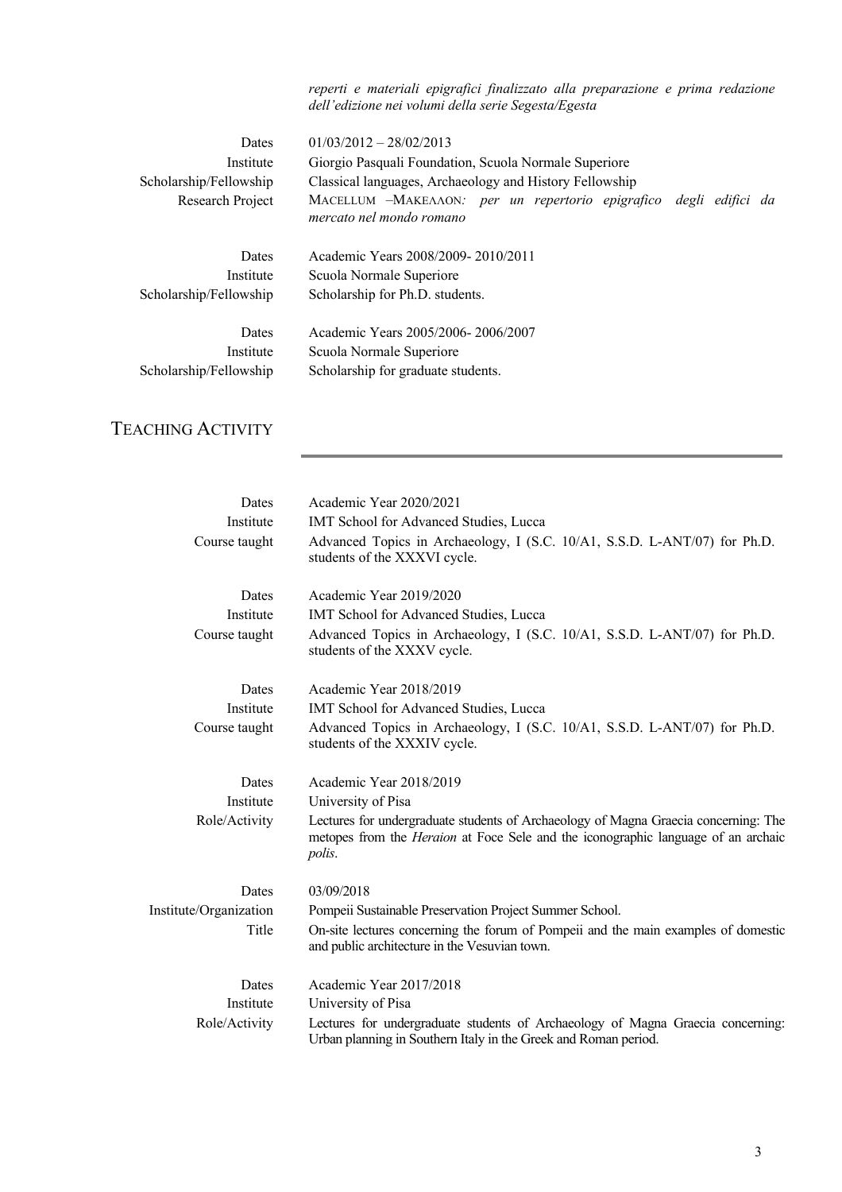*reperti e materiali epigrafici finalizzato alla preparazione e prima redazione dell'edizione nei volumi della serie Segesta/Egesta*

| | |
|---|---|
| Dates | 01/03/2012 – 28/02/2013 |
| Institute | Giorgio Pasquali Foundation, Scuola Normale Superiore |
| Scholarship/Fellowship | Classical languages, Archaeology and History Fellowship |
| Research Project | MACELLUM –MAKEΛΛON*: per un repertorio epigrafico degli edifici da mercato nel mondo romano* |

| | |
|---|---|
| Dates | Academic Years 2008/2009- 2010/2011 |
| Institute | Scuola Normale Superiore |
| Scholarship/Fellowship | Scholarship for Ph.D. students. |

| | |
|---|---|
| Dates | Academic Years 2005/2006- 2006/2007 |
| Institute | Scuola Normale Superiore |
| Scholarship/Fellowship | Scholarship for graduate students. |

## TEACHING ACTIVITY

| | |
|---|---|
| Dates | Academic Year 2020/2021 |
| Institute | IMT School for Advanced Studies, Lucca |
| Course taught | Advanced Topics in Archaeology, I (S.C. 10/A1, S.S.D. L-ANT/07) for Ph.D. students of the XXXVI cycle. |

| | |
|---|---|
| Dates | Academic Year 2019/2020 |
| Institute | IMT School for Advanced Studies, Lucca |
| Course taught | Advanced Topics in Archaeology, I (S.C. 10/A1, S.S.D. L-ANT/07) for Ph.D. students of the XXXV cycle. |

| | |
|---|---|
| Dates | Academic Year 2018/2019 |
| Institute | IMT School for Advanced Studies, Lucca |
| Course taught | Advanced Topics in Archaeology, I (S.C. 10/A1, S.S.D. L-ANT/07) for Ph.D. students of the XXXIV cycle. |

| | |
|---|---|
| Dates | Academic Year 2018/2019 |
| Institute | University of Pisa |
| Role/Activity | Lectures for undergraduate students of Archaeology of Magna Graecia concerning: The metopes from the *Heraion* at Foce Sele and the iconographic language of an archaic *polis*. |

| | |
|---|---|
| Dates | 03/09/2018 |
| Institute/Organization | Pompeii Sustainable Preservation Project Summer School. |
| Title | On-site lectures concerning the forum of Pompeii and the main examples of domestic and public architecture in the Vesuvian town. |

| | |
|---|---|
| Dates | Academic Year 2017/2018 |
| Institute | University of Pisa |
| Role/Activity | Lectures for undergraduate students of Archaeology of Magna Graecia concerning: Urban planning in Southern Italy in the Greek and Roman period. |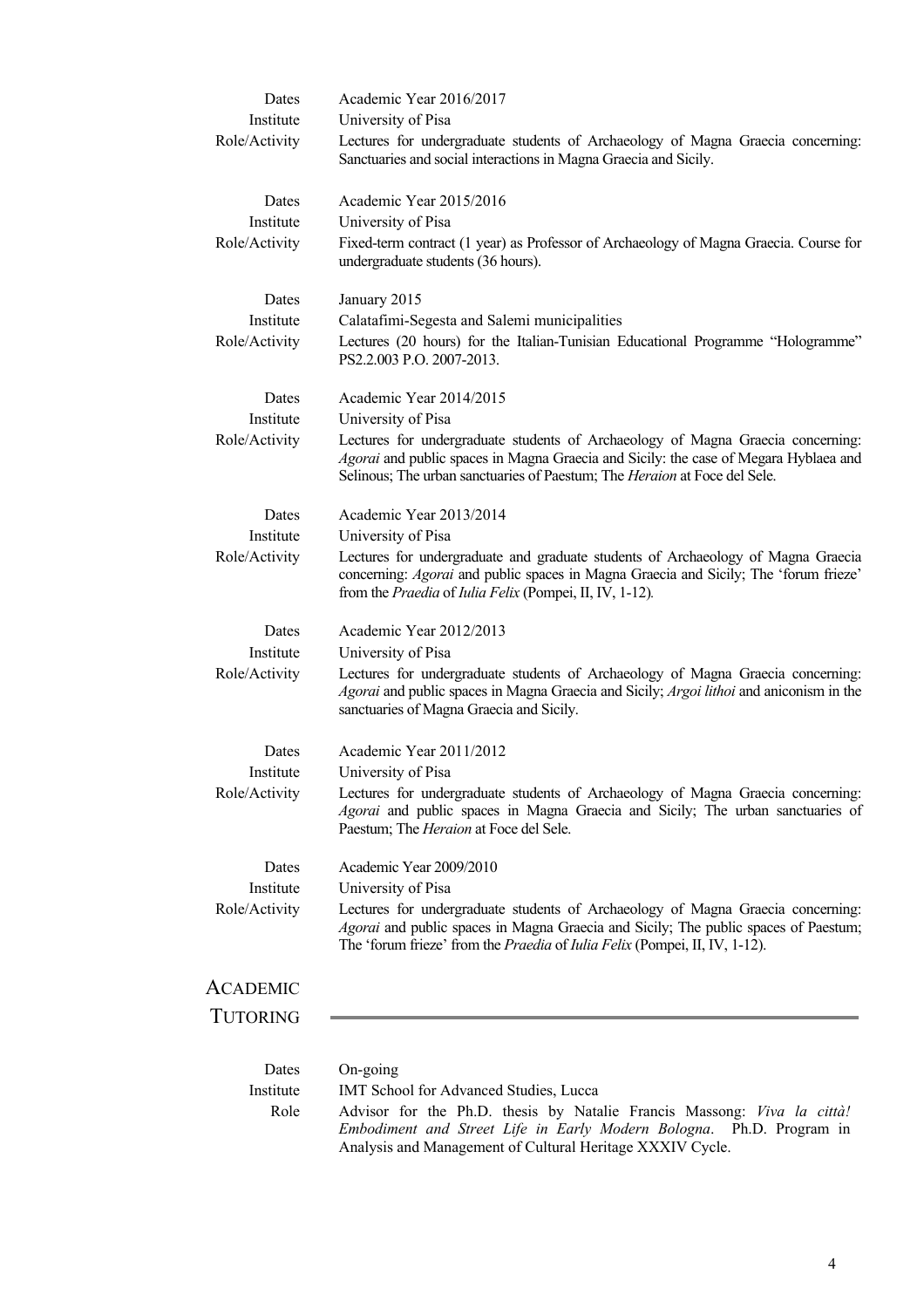| | |
|---|---|
| Dates | Academic Year 2016/2017 |
| Institute | University of Pisa |
| Role/Activity | Lectures for undergraduate students of Archaeology of Magna Graecia concerning: Sanctuaries and social interactions in Magna Graecia and Sicily. |

| | |
|---|---|
| Dates | Academic Year 2015/2016 |
| Institute | University of Pisa |
| Role/Activity | Fixed-term contract (1 year) as Professor of Archaeology of Magna Graecia. Course for undergraduate students (36 hours). |

| | |
|---|---|
| Dates | January 2015 |
| Institute | Calatafimi-Segesta and Salemi municipalities |
| Role/Activity | Lectures (20 hours) for the Italian-Tunisian Educational Programme "Hologramme" PS2.2.003 P.O. 2007-2013. |

| | |
|---|---|
| Dates | Academic Year 2014/2015 |
| Institute | University of Pisa |
| Role/Activity | Lectures for undergraduate students of Archaeology of Magna Graecia concerning: *Agorai* and public spaces in Magna Graecia and Sicily: the case of Megara Hyblaea and Selinous; The urban sanctuaries of Paestum; The *Heraion* at Foce del Sele. |

| | |
|---|---|
| Dates | Academic Year 2013/2014 |
| Institute | University of Pisa |
| Role/Activity | Lectures for undergraduate and graduate students of Archaeology of Magna Graecia concerning: *Agorai* and public spaces in Magna Graecia and Sicily; The 'forum frieze' from the *Praedia* of *Iulia Felix* (Pompei, II, IV, 1-12). |

| | |
|---|---|
| Dates | Academic Year 2012/2013 |
| Institute | University of Pisa |
| Role/Activity | Lectures for undergraduate students of Archaeology of Magna Graecia concerning: *Agorai* and public spaces in Magna Graecia and Sicily; *Argoi lithoi* and aniconism in the sanctuaries of Magna Graecia and Sicily. |

| | |
|---|---|
| Dates | Academic Year 2011/2012 |
| Institute | University of Pisa |
| Role/Activity | Lectures for undergraduate students of Archaeology of Magna Graecia concerning: *Agorai* and public spaces in Magna Graecia and Sicily; The urban sanctuaries of Paestum; The *Heraion* at Foce del Sele. |

| | |
|---|---|
| Dates | Academic Year 2009/2010 |
| Institute | University of Pisa |
| Role/Activity | Lectures for undergraduate students of Archaeology of Magna Graecia concerning: *Agorai* and public spaces in Magna Graecia and Sicily; The public spaces of Paestum; The 'forum frieze' from the *Praedia* of *Iulia Felix* (Pompei, II, IV, 1-12). |

## Academic Tutoring

| | |
|---|---|
| Dates | On-going |
| Institute | IMT School for Advanced Studies, Lucca |
| Role | Advisor for the Ph.D. thesis by Natalie Francis Massong: *Viva la città! Embodiment and Street Life in Early Modern Bologna*. Ph.D. Program in Analysis and Management of Cultural Heritage XXXIV Cycle. |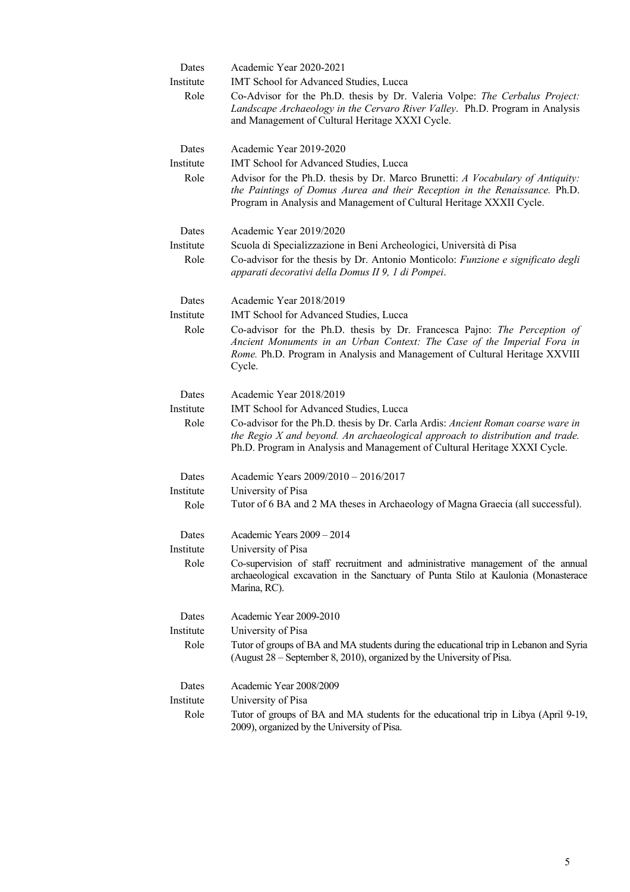| | |
|---|---|
| Dates | Academic Year 2020-2021 |
| Institute | IMT School for Advanced Studies, Lucca |
| Role | Co-Advisor for the Ph.D. thesis by Dr. Valeria Volpe: *The Cerbalus Project: Landscape Archaeology in the Cervaro River Valley*. Ph.D. Program in Analysis and Management of Cultural Heritage XXXI Cycle. |
| | |
| Dates | Academic Year 2019-2020 |
| Institute | IMT School for Advanced Studies, Lucca |
| Role | Advisor for the Ph.D. thesis by Dr. Marco Brunetti: *A Vocabulary of Antiquity: the Paintings of Domus Aurea and their Reception in the Renaissance.* Ph.D. Program in Analysis and Management of Cultural Heritage XXXII Cycle. |
| | |
| Dates | Academic Year 2019/2020 |
| Institute | Scuola di Specializzazione in Beni Archeologici, Università di Pisa |
| Role | Co-advisor for the thesis by Dr. Antonio Monticolo: *Funzione e significato degli apparati decorativi della Domus II 9, 1 di Pompei*. |
| | |
| Dates | Academic Year 2018/2019 |
| Institute | IMT School for Advanced Studies, Lucca |
| Role | Co-advisor for the Ph.D. thesis by Dr. Francesca Pajno: *The Perception of Ancient Monuments in an Urban Context: The Case of the Imperial Fora in Rome.* Ph.D. Program in Analysis and Management of Cultural Heritage XXVIII Cycle. |
| | |
| Dates | Academic Year 2018/2019 |
| Institute | IMT School for Advanced Studies, Lucca |
| Role | Co-advisor for the Ph.D. thesis by Dr. Carla Ardis: *Ancient Roman coarse ware in the Regio X and beyond. An archaeological approach to distribution and trade.* Ph.D. Program in Analysis and Management of Cultural Heritage XXXI Cycle. |
| | |
| Dates | Academic Years 2009/2010 – 2016/2017 |
| Institute | University of Pisa |
| Role | Tutor of 6 BA and 2 MA theses in Archaeology of Magna Graecia (all successful). |
| | |
| Dates | Academic Years 2009 – 2014 |
| Institute | University of Pisa |
| Role | Co-supervision of staff recruitment and administrative management of the annual archaeological excavation in the Sanctuary of Punta Stilo at Kaulonia (Monasterace Marina, RC). |
| | |
| Dates | Academic Year 2009-2010 |
| Institute | University of Pisa |
| Role | Tutor of groups of BA and MA students during the educational trip in Lebanon and Syria (August 28 – September 8, 2010), organized by the University of Pisa. |
| | |
| Dates | Academic Year 2008/2009 |
| Institute | University of Pisa |
| Role | Tutor of groups of BA and MA students for the educational trip in Libya (April 9-19, 2009), organized by the University of Pisa. |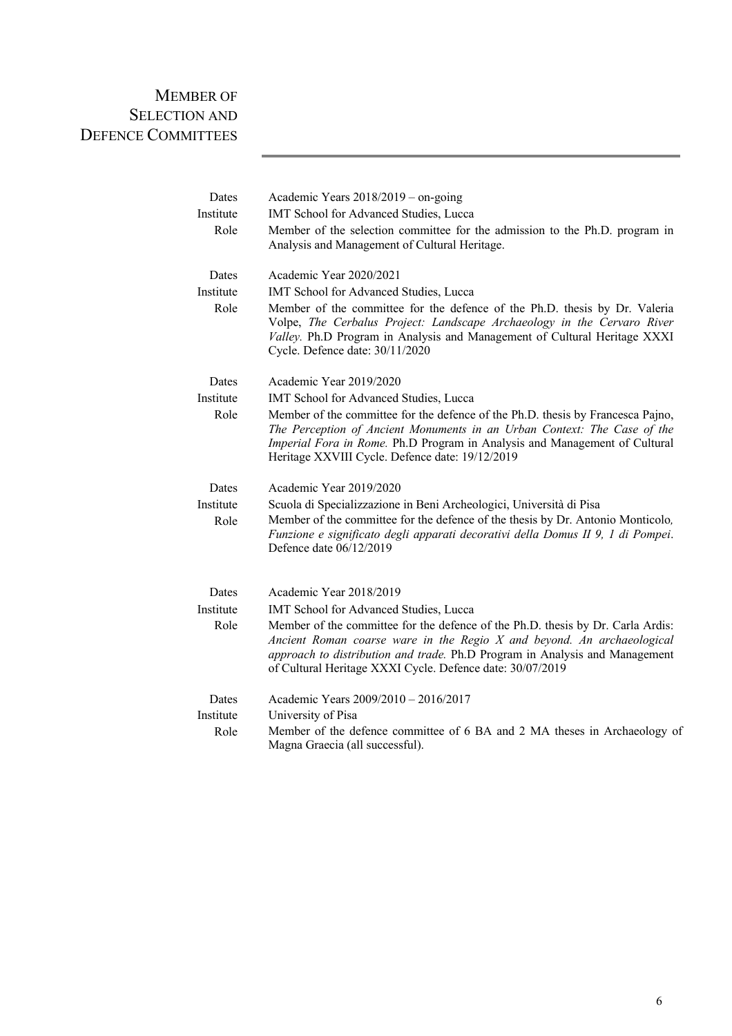## Member of Selection and Defence Committees

| | |
|---|---|
| Dates | Academic Years 2018/2019 – on-going |
| Institute | IMT School for Advanced Studies, Lucca |
| Role | Member of the selection committee for the admission to the Ph.D. program in Analysis and Management of Cultural Heritage. |

| | |
|---|---|
| Dates | Academic Year 2020/2021 |
| Institute | IMT School for Advanced Studies, Lucca |
| Role | Member of the committee for the defence of the Ph.D. thesis by Dr. Valeria Volpe, *The Cerbalus Project: Landscape Archaeology in the Cervaro River Valley.* Ph.D Program in Analysis and Management of Cultural Heritage XXXI Cycle. Defence date: 30/11/2020 |

| | |
|---|---|
| Dates | Academic Year 2019/2020 |
| Institute | IMT School for Advanced Studies, Lucca |
| Role | Member of the committee for the defence of the Ph.D. thesis by Francesca Pajno, *The Perception of Ancient Monuments in an Urban Context: The Case of the Imperial Fora in Rome.* Ph.D Program in Analysis and Management of Cultural Heritage XXVIII Cycle. Defence date: 19/12/2019 |

| | |
|---|---|
| Dates | Academic Year 2019/2020 |
| Institute | Scuola di Specializzazione in Beni Archeologici, Università di Pisa |
| Role | Member of the committee for the defence of the thesis by Dr. Antonio Monticolo*, Funzione e significato degli apparati decorativi della Domus II 9, 1 di Pompei*. Defence date 06/12/2019 |

| | |
|---|---|
| Dates | Academic Year 2018/2019 |
| Institute | IMT School for Advanced Studies, Lucca |
| Role | Member of the committee for the defence of the Ph.D. thesis by Dr. Carla Ardis: *Ancient Roman coarse ware in the Regio X and beyond. An archaeological approach to distribution and trade.* Ph.D Program in Analysis and Management of Cultural Heritage XXXI Cycle. Defence date: 30/07/2019 |

| | |
|---|---|
| Dates | Academic Years 2009/2010 – 2016/2017 |
| Institute | University of Pisa |
| Role | Member of the defence committee of 6 BA and 2 MA theses in Archaeology of Magna Graecia (all successful). |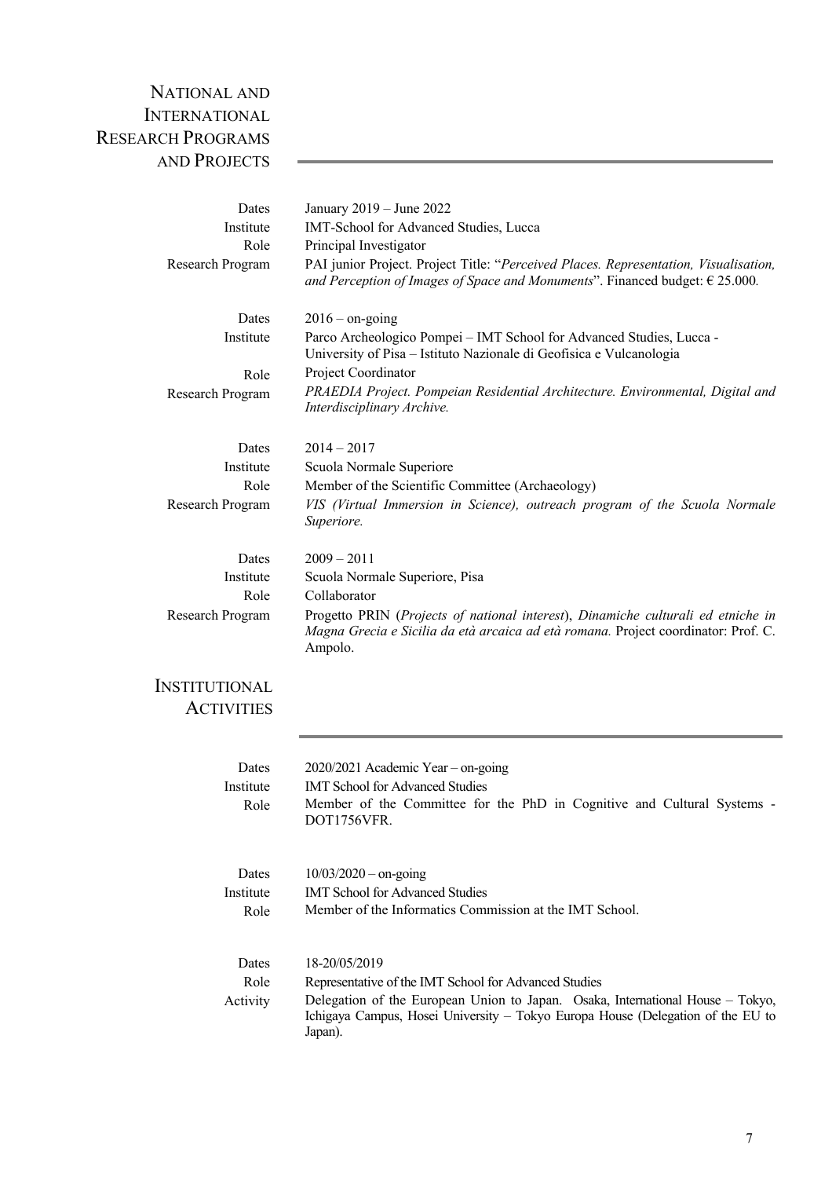## National and International Research Programs and Projects

| | |
|---|---|
| Dates | January 2019 – June 2022 |
| Institute | IMT-School for Advanced Studies, Lucca |
| Role | Principal Investigator |
| Research Program | PAI junior Project. Project Title: "*Perceived Places. Representation, Visualisation, and Perception of Images of Space and Monuments*". Financed budget: € 25.000. |

| | |
|---|---|
| Dates | 2016 – on-going |
| Institute | Parco Archeologico Pompei – IMT School for Advanced Studies, Lucca - University of Pisa – Istituto Nazionale di Geofisica e Vulcanologia |
| Role | Project Coordinator |
| Research Program | *PRAEDIA Project. Pompeian Residential Architecture. Environmental, Digital and Interdisciplinary Archive.* |

| | |
|---|---|
| Dates | 2014 – 2017 |
| Institute | Scuola Normale Superiore |
| Role | Member of the Scientific Committee (Archaeology) |
| Research Program | *VIS (Virtual Immersion in Science), outreach program of the Scuola Normale Superiore.* |

| | |
|---|---|
| Dates | 2009 – 2011 |
| Institute | Scuola Normale Superiore, Pisa |
| Role | Collaborator |
| Research Program | Progetto PRIN (*Projects of national interest*), *Dinamiche culturali ed etniche in Magna Grecia e Sicilia da età arcaica ad età romana.* Project coordinator: Prof. C. Ampolo. |

## Institutional Activities

| | |
|---|---|
| Dates | 2020/2021 Academic Year – on-going |
| Institute | IMT School for Advanced Studies |
| Role | Member of the Committee for the PhD in Cognitive and Cultural Systems - DOT1756VFR. |

| | |
|---|---|
| Dates | 10/03/2020 – on-going |
| Institute | IMT School for Advanced Studies |
| Role | Member of the Informatics Commission at the IMT School. |

| | |
|---|---|
| Dates | 18-20/05/2019 |
| Role | Representative of the IMT School for Advanced Studies |
| Activity | Delegation of the European Union to Japan. Osaka, International House – Tokyo, Ichigaya Campus, Hosei University – Tokyo Europa House (Delegation of the EU to Japan). |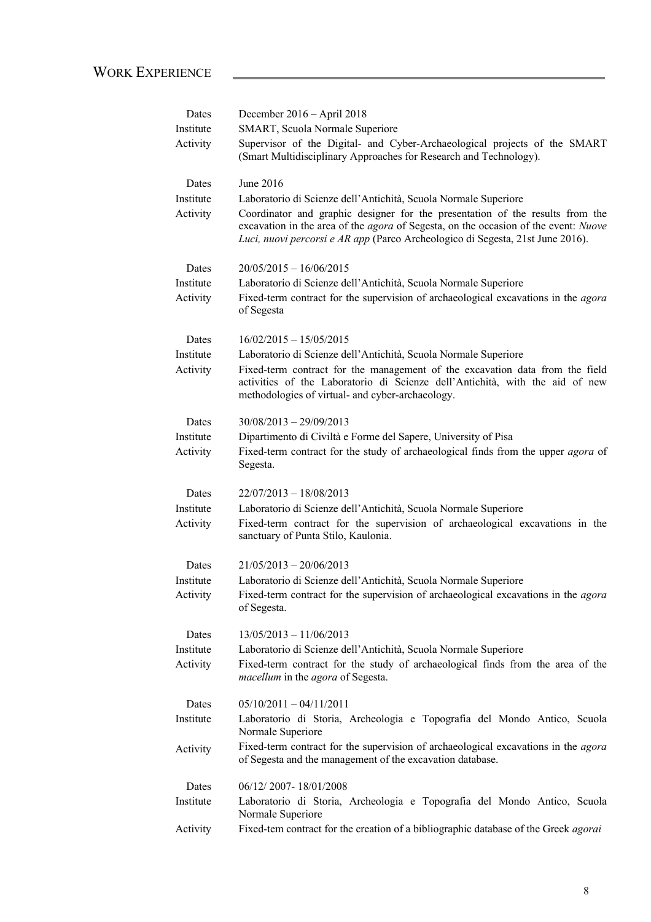## WORK EXPERIENCE

| | |
|---|---|
| Dates | December 2016 – April 2018 |
| Institute | SMART, Scuola Normale Superiore |
| Activity | Supervisor of the Digital- and Cyber-Archaeological projects of the SMART (Smart Multidisciplinary Approaches for Research and Technology). |
| Dates | June 2016 |
| Institute | Laboratorio di Scienze dell'Antichità, Scuola Normale Superiore |
| Activity | Coordinator and graphic designer for the presentation of the results from the excavation in the area of the *agora* of Segesta, on the occasion of the event: *Nuove Luci, nuovi percorsi e AR app* (Parco Archeologico di Segesta, 21st June 2016). |
| Dates | 20/05/2015 – 16/06/2015 |
| Institute | Laboratorio di Scienze dell'Antichità, Scuola Normale Superiore |
| Activity | Fixed-term contract for the supervision of archaeological excavations in the *agora* of Segesta |
| Dates | 16/02/2015 – 15/05/2015 |
| Institute | Laboratorio di Scienze dell'Antichità, Scuola Normale Superiore |
| Activity | Fixed-term contract for the management of the excavation data from the field activities of the Laboratorio di Scienze dell'Antichità, with the aid of new methodologies of virtual- and cyber-archaeology. |
| Dates | 30/08/2013 – 29/09/2013 |
| Institute | Dipartimento di Civiltà e Forme del Sapere, University of Pisa |
| Activity | Fixed-term contract for the study of archaeological finds from the upper *agora* of Segesta. |
| Dates | 22/07/2013 – 18/08/2013 |
| Institute | Laboratorio di Scienze dell'Antichità, Scuola Normale Superiore |
| Activity | Fixed-term contract for the supervision of archaeological excavations in the sanctuary of Punta Stilo, Kaulonia. |
| Dates | 21/05/2013 – 20/06/2013 |
| Institute | Laboratorio di Scienze dell'Antichità, Scuola Normale Superiore |
| Activity | Fixed-term contract for the supervision of archaeological excavations in the *agora* of Segesta. |
| Dates | 13/05/2013 – 11/06/2013 |
| Institute | Laboratorio di Scienze dell'Antichità, Scuola Normale Superiore |
| Activity | Fixed-term contract for the study of archaeological finds from the area of the *macellum* in the *agora* of Segesta. |
| Dates | 05/10/2011 – 04/11/2011 |
| Institute | Laboratorio di Storia, Archeologia e Topografia del Mondo Antico, Scuola Normale Superiore |
| Activity | Fixed-term contract for the supervision of archaeological excavations in the *agora* of Segesta and the management of the excavation database. |
| Dates | 06/12/ 2007- 18/01/2008 |
| Institute | Laboratorio di Storia, Archeologia e Topografia del Mondo Antico, Scuola Normale Superiore |
| Activity | Fixed-tem contract for the creation of a bibliographic database of the Greek *agorai* |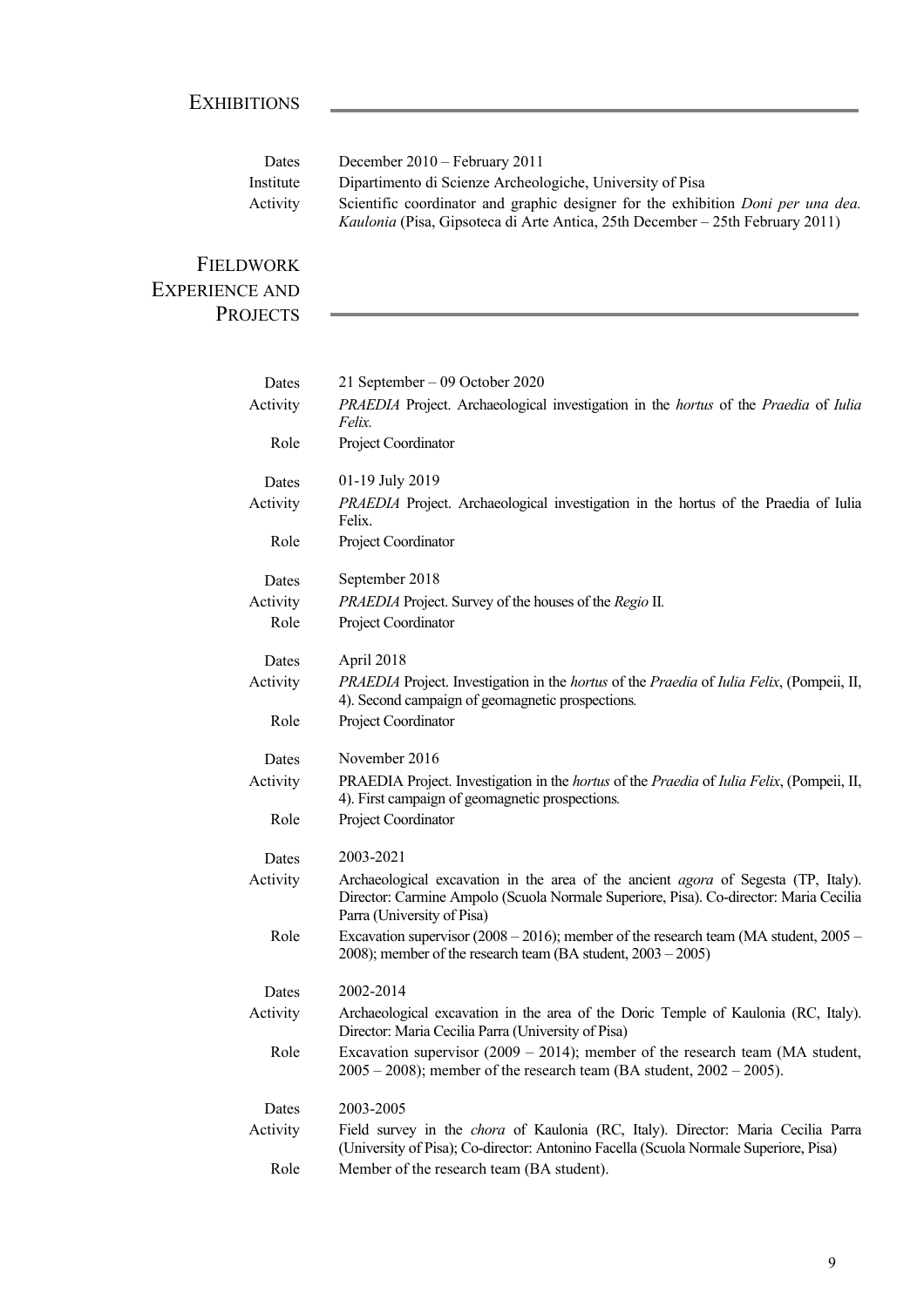## Exhibitions

| | |
|---|---|
| Dates | December 2010 – February 2011 |
| Institute | Dipartimento di Scienze Archeologiche, University of Pisa |
| Activity | Scientific coordinator and graphic designer for the exhibition *Doni per una dea. Kaulonia* (Pisa, Gipsoteca di Arte Antica, 25th December – 25th February 2011) |

## Fieldwork Experience and Projects

| | |
|---|---|
| Dates | 21 September – 09 October 2020 |
| Activity | *PRAEDIA* Project. Archaeological investigation in the *hortus* of the *Praedia* of *Iulia Felix.* |
| Role | Project Coordinator |
| | |
| Dates | 01-19 July 2019 |
| Activity | *PRAEDIA* Project. Archaeological investigation in the hortus of the Praedia of Iulia Felix. |
| Role | Project Coordinator |
| | |
| Dates | September 2018 |
| Activity | *PRAEDIA* Project. Survey of the houses of the *Regio* II. |
| Role | Project Coordinator |
| | |
| Dates | April 2018 |
| Activity | *PRAEDIA* Project. Investigation in the *hortus* of the *Praedia* of *Iulia Felix*, (Pompeii, II, 4). Second campaign of geomagnetic prospections. |
| Role | Project Coordinator |
| | |
| Dates | November 2016 |
| Activity | PRAEDIA Project. Investigation in the *hortus* of the *Praedia* of *Iulia Felix*, (Pompeii, II, 4). First campaign of geomagnetic prospections. |
| Role | Project Coordinator |
| | |
| Dates | 2003-2021 |
| Activity | Archaeological excavation in the area of the ancient *agora* of Segesta (TP, Italy). Director: Carmine Ampolo (Scuola Normale Superiore, Pisa). Co-director: Maria Cecilia Parra (University of Pisa) |
| Role | Excavation supervisor (2008 – 2016); member of the research team (MA student, 2005 – 2008); member of the research team (BA student, 2003 – 2005) |
| | |
| Dates | 2002-2014 |
| Activity | Archaeological excavation in the area of the Doric Temple of Kaulonia (RC, Italy). Director: Maria Cecilia Parra (University of Pisa) |
| Role | Excavation supervisor (2009 – 2014); member of the research team (MA student, 2005 – 2008); member of the research team (BA student, 2002 – 2005). |
| | |
| Dates | 2003-2005 |
| Activity | Field survey in the *chora* of Kaulonia (RC, Italy). Director: Maria Cecilia Parra (University of Pisa); Co-director: Antonino Facella (Scuola Normale Superiore, Pisa) |
| Role | Member of the research team (BA student). |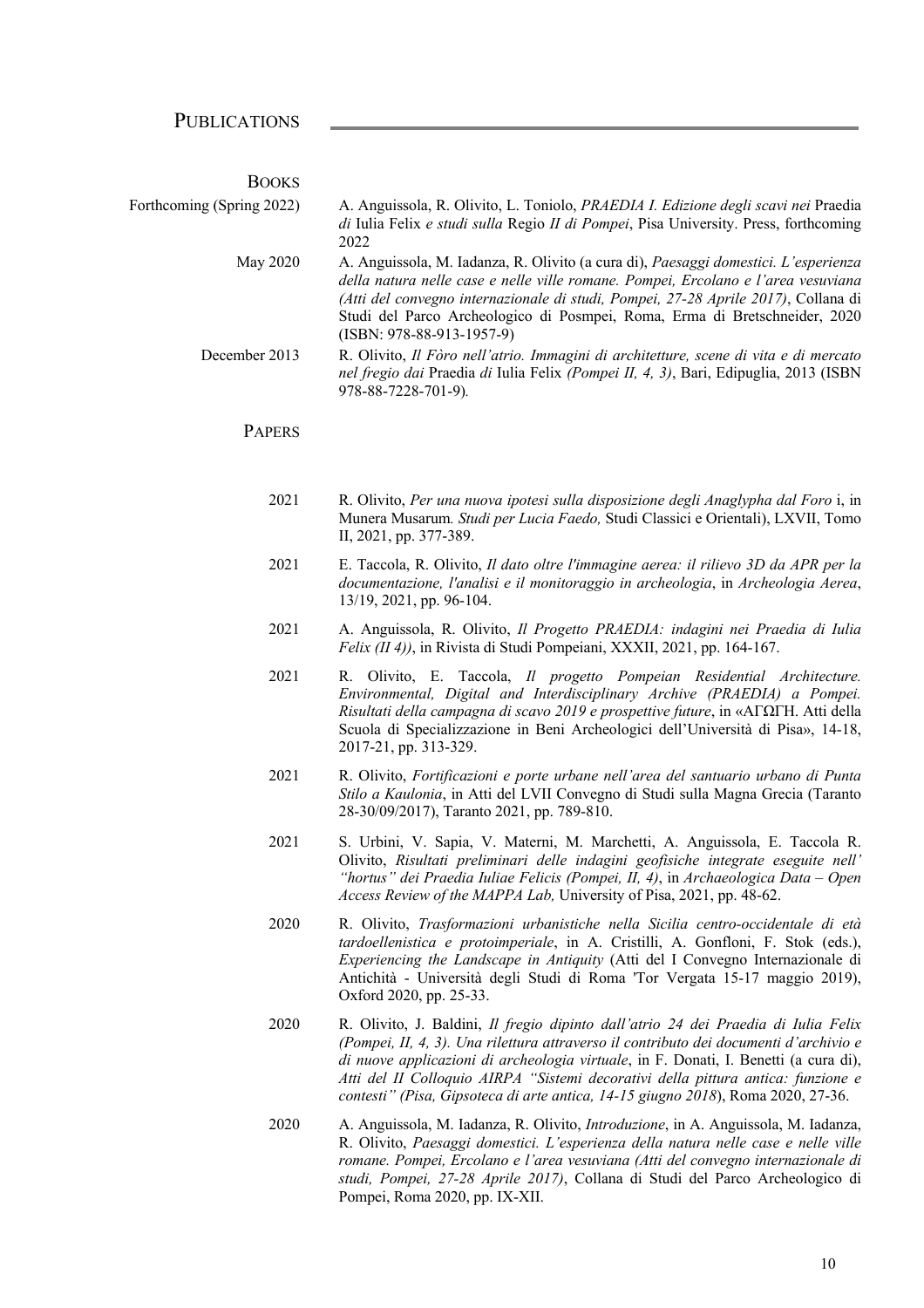## PUBLICATIONS

### BOOKS

Forthcoming (Spring 2022) — A. Anguissola, R. Olivito, L. Toniolo, *PRAEDIA I. Edizione degli scavi nei* Praedia *di* Iulia Felix *e studi sulla* Regio *II di Pompei*, Pisa University. Press, forthcoming 2022

May 2020 — A. Anguissola, M. Iadanza, R. Olivito (a cura di), *Paesaggi domestici. L'esperienza della natura nelle case e nelle ville romane. Pompei, Ercolano e l'area vesuviana (Atti del convegno internazionale di studi, Pompei, 27-28 Aprile 2017)*, Collana di Studi del Parco Archeologico di Posmpei, Roma, Erma di Bretschneider, 2020 (ISBN: 978-88-913-1957-9)

December 2013 — R. Olivito, *Il Fòro nell'atrio. Immagini di architetture, scene di vita e di mercato nel fregio dai* Praedia *di* Iulia Felix *(Pompei II, 4, 3)*, Bari, Edipuglia, 2013 (ISBN 978-88-7228-701-9).

### PAPERS

2021 — R. Olivito, *Per una nuova ipotesi sulla disposizione degli Anaglypha dal Foro* i, in Munera Musarum*. Studi per Lucia Faedo,* Studi Classici e Orientali), LXVII, Tomo II, 2021, pp. 377-389.

2021 — E. Taccola, R. Olivito, *Il dato oltre l'immagine aerea: il rilievo 3D da APR per la documentazione, l'analisi e il monitoraggio in archeologia*, in *Archeologia Aerea*, 13/19, 2021, pp. 96-104.

2021 — A. Anguissola, R. Olivito, *Il Progetto PRAEDIA: indagini nei Praedia di Iulia Felix (II 4))*, in Rivista di Studi Pompeiani, XXXII, 2021, pp. 164-167.

2021 — R. Olivito, E. Taccola, *Il progetto Pompeian Residential Architecture. Environmental, Digital and Interdisciplinary Archive (PRAEDIA) a Pompei. Risultati della campagna di scavo 2019 e prospettive future*, in «ΑΓΩΓΗ. Atti della Scuola di Specializzazione in Beni Archeologici dell'Università di Pisa», 14-18, 2017-21, pp. 313-329.

2021 — R. Olivito, *Fortificazioni e porte urbane nell'area del santuario urbano di Punta Stilo a Kaulonia*, in Atti del LVII Convegno di Studi sulla Magna Grecia (Taranto 28-30/09/2017), Taranto 2021, pp. 789-810.

2021 — S. Urbini, V. Sapia, V. Materni, M. Marchetti, A. Anguissola, E. Taccola R. Olivito, *Risultati preliminari delle indagini geofisiche integrate eseguite nell' "hortus" dei Praedia Iuliae Felicis (Pompei, II, 4)*, in *Archaeologica Data – Open Access Review of the MAPPA Lab,* University of Pisa, 2021, pp. 48-62.

2020 — R. Olivito, *Trasformazioni urbanistiche nella Sicilia centro-occidentale di età tardoellenistica e protoimperiale*, in A. Cristilli, A. Gonfloni, F. Stok (eds.), *Experiencing the Landscape in Antiquity* (Atti del I Convegno Internazionale di Antichità - Università degli Studi di Roma 'Tor Vergata 15-17 maggio 2019), Oxford 2020, pp. 25-33.

2020 — R. Olivito, J. Baldini, *Il fregio dipinto dall'atrio 24 dei Praedia di Iulia Felix (Pompei, II, 4, 3). Una rilettura attraverso il contributo dei documenti d'archivio e di nuove applicazioni di archeologia virtuale*, in F. Donati, I. Benetti (a cura di), *Atti del II Colloquio AIRPA "Sistemi decorativi della pittura antica: funzione e contesti" (Pisa, Gipsoteca di arte antica, 14-15 giugno 2018*), Roma 2020, 27-36.

2020 — A. Anguissola, M. Iadanza, R. Olivito, *Introduzione*, in A. Anguissola, M. Iadanza, R. Olivito, *Paesaggi domestici. L'esperienza della natura nelle case e nelle ville romane. Pompei, Ercolano e l'area vesuviana (Atti del convegno internazionale di studi, Pompei, 27-28 Aprile 2017)*, Collana di Studi del Parco Archeologico di Pompei, Roma 2020, pp. IX-XII.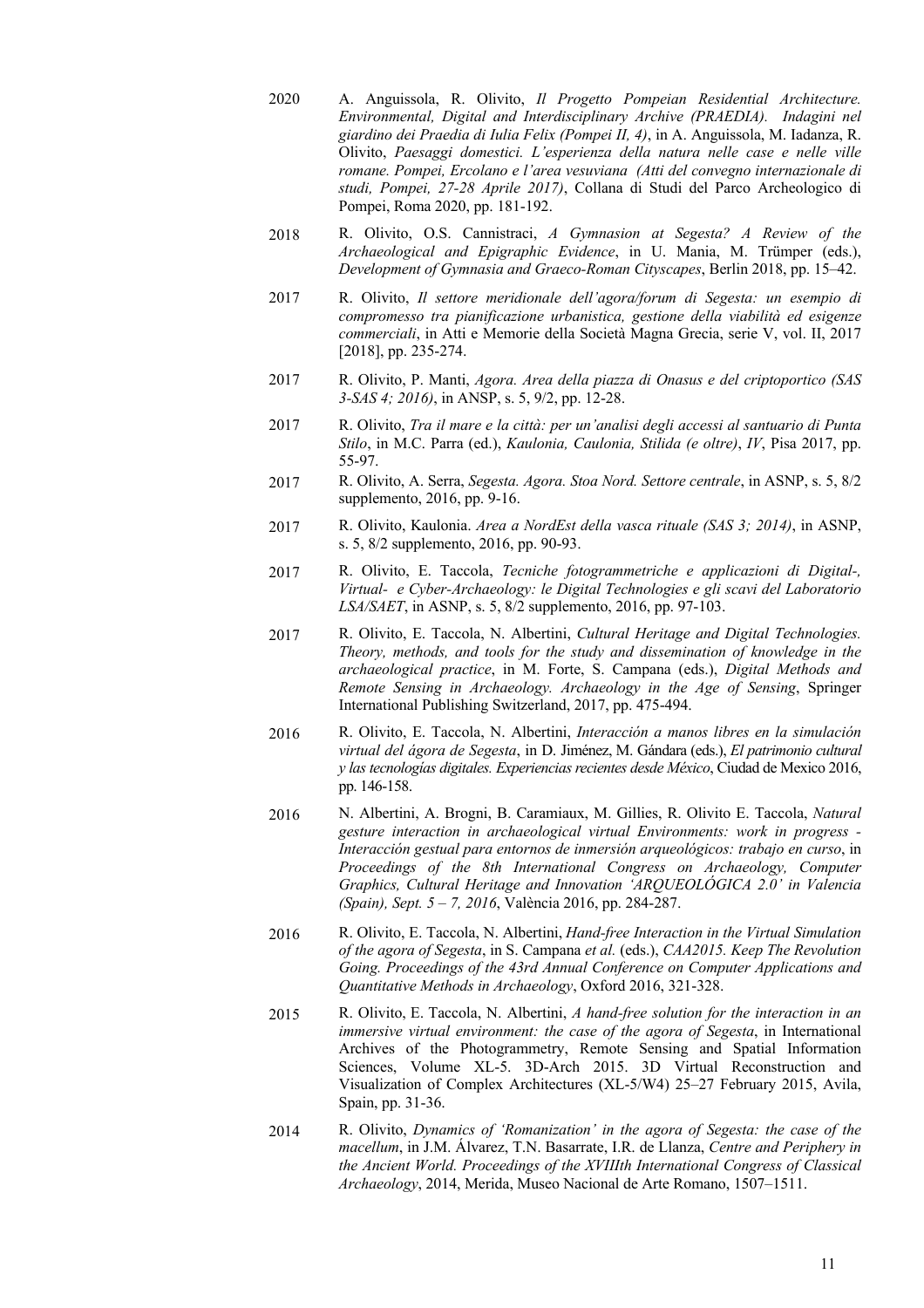2020 A. Anguissola, R. Olivito, *Il Progetto Pompeian Residential Architecture. Environmental, Digital and Interdisciplinary Archive (PRAEDIA). Indagini nel giardino dei Praedia di Iulia Felix (Pompei II, 4)*, in A. Anguissola, M. Iadanza, R. Olivito, *Paesaggi domestici. L'esperienza della natura nelle case e nelle ville romane. Pompei, Ercolano e l'area vesuviana (Atti del convegno internazionale di studi, Pompei, 27-28 Aprile 2017)*, Collana di Studi del Parco Archeologico di Pompei, Roma 2020, pp. 181-192.

2018 R. Olivito, O.S. Cannistraci, *A Gymnasion at Segesta? A Review of the Archaeological and Epigraphic Evidence*, in U. Mania, M. Trümper (eds.), *Development of Gymnasia and Graeco-Roman Cityscapes*, Berlin 2018, pp. 15–42.

2017 R. Olivito, *Il settore meridionale dell'agora/forum di Segesta: un esempio di compromesso tra pianificazione urbanistica, gestione della viabilità ed esigenze commerciali*, in Atti e Memorie della Società Magna Grecia, serie V, vol. II, 2017 [2018], pp. 235-274.

2017 R. Olivito, P. Manti, *Agora. Area della piazza di Onasus e del criptoportico (SAS 3-SAS 4; 2016)*, in ANSP, s. 5, 9/2, pp. 12-28.

2017 R. Olivito, *Tra il mare e la città: per un'analisi degli accessi al santuario di Punta Stilo*, in M.C. Parra (ed.), *Kaulonia, Caulonia, Stilida (e oltre)*, *IV*, Pisa 2017, pp. 55-97.

2017 R. Olivito, A. Serra, *Segesta. Agora. Stoa Nord. Settore centrale*, in ASNP, s. 5, 8/2 supplemento, 2016, pp. 9-16.

2017 R. Olivito, Kaulonia. *Area a NordEst della vasca rituale (SAS 3; 2014)*, in ASNP, s. 5, 8/2 supplemento, 2016, pp. 90-93.

2017 R. Olivito, E. Taccola, *Tecniche fotogrammetriche e applicazioni di Digital-, Virtual- e Cyber-Archaeology: le Digital Technologies e gli scavi del Laboratorio LSA/SAET*, in ASNP, s. 5, 8/2 supplemento, 2016, pp. 97-103.

2017 R. Olivito, E. Taccola, N. Albertini, *Cultural Heritage and Digital Technologies. Theory, methods, and tools for the study and dissemination of knowledge in the archaeological practice*, in M. Forte, S. Campana (eds.), *Digital Methods and Remote Sensing in Archaeology. Archaeology in the Age of Sensing*, Springer International Publishing Switzerland, 2017, pp. 475-494.

2016 R. Olivito, E. Taccola, N. Albertini, *Interacción a manos libres en la simulación virtual del ágora de Segesta*, in D. Jiménez, M. Gándara (eds.), *El patrimonio cultural y las tecnologías digitales. Experiencias recientes desde México*, Ciudad de Mexico 2016, pp. 146-158.

2016 N. Albertini, A. Brogni, B. Caramiaux, M. Gillies, R. Olivito E. Taccola, *Natural gesture interaction in archaeological virtual Environments: work in progress - Interacción gestual para entornos de inmersión arqueológicos: trabajo en curso*, in *Proceedings of the 8th International Congress on Archaeology, Computer Graphics, Cultural Heritage and Innovation 'ARQUEOLÓGICA 2.0' in Valencia (Spain), Sept. 5 – 7, 2016*, València 2016, pp. 284-287.

2016 R. Olivito, E. Taccola, N. Albertini, *Hand-free Interaction in the Virtual Simulation of the agora of Segesta*, in S. Campana *et al.* (eds.), *CAA2015. Keep The Revolution Going. Proceedings of the 43rd Annual Conference on Computer Applications and Quantitative Methods in Archaeology*, Oxford 2016, 321-328.

2015 R. Olivito, E. Taccola, N. Albertini, *A hand-free solution for the interaction in an immersive virtual environment: the case of the agora of Segesta*, in International Archives of the Photogrammetry, Remote Sensing and Spatial Information Sciences, Volume XL-5. 3D-Arch 2015. 3D Virtual Reconstruction and Visualization of Complex Architectures (XL-5/W4) 25–27 February 2015, Avila, Spain, pp. 31-36.

2014 R. Olivito, *Dynamics of 'Romanization' in the agora of Segesta: the case of the macellum*, in J.M. Álvarez, T.N. Basarrate, I.R. de Llanza, *Centre and Periphery in the Ancient World. Proceedings of the XVIIIth International Congress of Classical Archaeology*, 2014, Merida, Museo Nacional de Arte Romano, 1507–1511.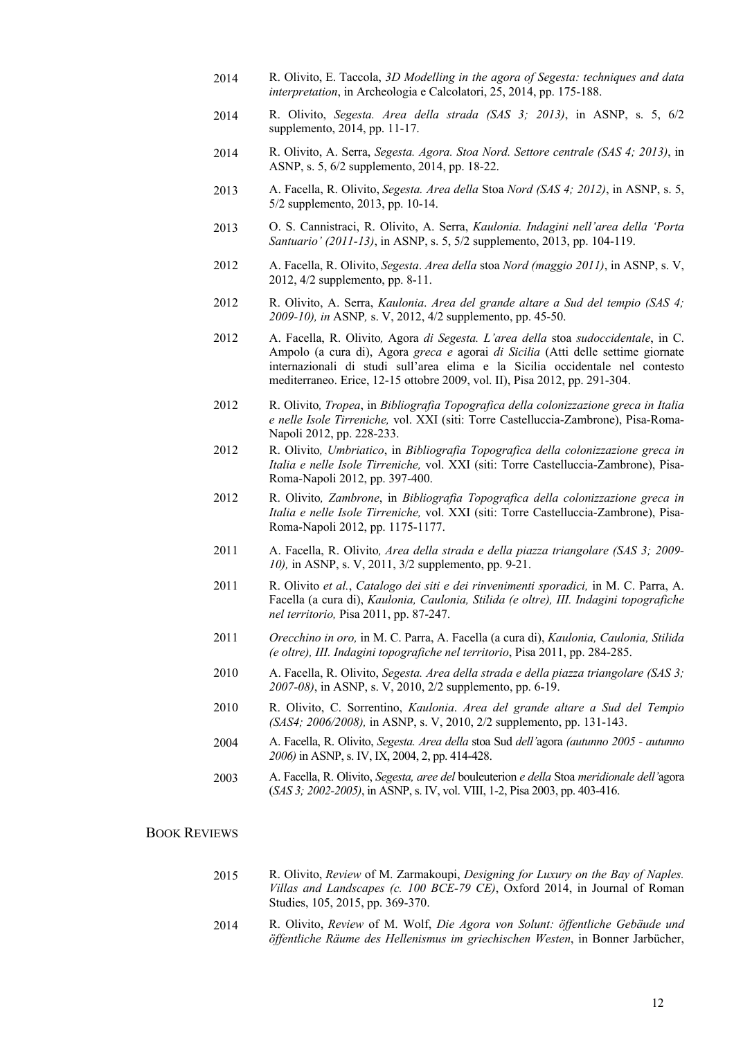2014 R. Olivito, E. Taccola, *3D Modelling in the agora of Segesta: techniques and data interpretation*, in Archeologia e Calcolatori, 25, 2014, pp. 175-188.

2014 R. Olivito, *Segesta. Area della strada (SAS 3; 2013)*, in ASNP, s. 5, 6/2 supplemento, 2014, pp. 11-17.

2014 R. Olivito, A. Serra, *Segesta. Agora. Stoa Nord. Settore centrale (SAS 4; 2013)*, in ASNP, s. 5, 6/2 supplemento, 2014, pp. 18-22.

2013 A. Facella, R. Olivito, *Segesta. Area della* Stoa *Nord (SAS 4; 2012)*, in ASNP, s. 5, 5/2 supplemento, 2013, pp. 10-14.

2013 O. S. Cannistraci, R. Olivito, A. Serra, *Kaulonia. Indagini nell'area della 'Porta Santuario' (2011-13)*, in ASNP, s. 5, 5/2 supplemento, 2013, pp. 104-119.

2012 A. Facella, R. Olivito, *Segesta*. *Area della* stoa *Nord (maggio 2011)*, in ASNP, s. V, 2012, 4/2 supplemento, pp. 8-11.

2012 R. Olivito, A. Serra, *Kaulonia*. *Area del grande altare a Sud del tempio (SAS 4; 2009-10), in* ASNP*,* s. V, 2012, 4/2 supplemento, pp. 45-50.

2012 A. Facella, R. Olivito*,* Agora *di Segesta. L'area della* stoa *sudoccidentale*, in C. Ampolo (a cura di), Agora *greca e* agorai *di Sicilia* (Atti delle settime giornate internazionali di studi sull'area elima e la Sicilia occidentale nel contesto mediterraneo. Erice, 12-15 ottobre 2009, vol. II), Pisa 2012, pp. 291-304.

2012 R. Olivito*, Tropea*, in *Bibliografia Topografica della colonizzazione greca in Italia e nelle Isole Tirreniche,* vol. XXI (siti: Torre Castelluccia-Zambrone), Pisa-Roma-Napoli 2012, pp. 228-233.

2012 R. Olivito*, Umbriatico*, in *Bibliografia Topografica della colonizzazione greca in Italia e nelle Isole Tirreniche,* vol. XXI (siti: Torre Castelluccia-Zambrone), Pisa-Roma-Napoli 2012, pp. 397-400.

2012 R. Olivito*, Zambrone*, in *Bibliografia Topografica della colonizzazione greca in Italia e nelle Isole Tirreniche,* vol. XXI (siti: Torre Castelluccia-Zambrone), Pisa-Roma-Napoli 2012, pp. 1175-1177.

2011 A. Facella, R. Olivito*, Area della strada e della piazza triangolare (SAS 3; 2009-10),* in ASNP, s. V, 2011, 3/2 supplemento, pp. 9-21.

2011 R. Olivito *et al.*, *Catalogo dei siti e dei rinvenimenti sporadici,* in M. C. Parra, A. Facella (a cura di), *Kaulonia, Caulonia, Stilida (e oltre), III. Indagini topografiche nel territorio,* Pisa 2011, pp. 87-247.

2011 *Orecchino in oro,* in M. C. Parra, A. Facella (a cura di), *Kaulonia, Caulonia, Stilida (e oltre), III. Indagini topografiche nel territorio*, Pisa 2011, pp. 284-285.

2010 A. Facella, R. Olivito, *Segesta. Area della strada e della piazza triangolare (SAS 3; 2007-08)*, in ASNP, s. V, 2010, 2/2 supplemento, pp. 6-19.

2010 R. Olivito, C. Sorrentino, *Kaulonia*. *Area del grande altare a Sud del Tempio (SAS4; 2006/2008),* in ASNP, s. V, 2010, 2/2 supplemento, pp. 131-143.

2004 A. Facella, R. Olivito, *Segesta. Area della* stoa Sud *dell'*agora *(autunno 2005 - autunno 2006)* in ASNP, s. IV, IX, 2004, 2, pp. 414-428.

2003 A. Facella, R. Olivito, *Segesta, aree del* bouleuterion *e della* Stoa *meridionale dell'*agora (*SAS 3; 2002-2005)*, in ASNP, s. IV, vol. VIII, 1-2, Pisa 2003, pp. 403-416.

## Book Reviews

2015 R. Olivito, *Review* of M. Zarmakoupi, *Designing for Luxury on the Bay of Naples. Villas and Landscapes (c. 100 BCE-79 CE)*, Oxford 2014, in Journal of Roman Studies, 105, 2015, pp. 369-370.

2014 R. Olivito, *Review* of M. Wolf, *Die Agora von Solunt: öffentliche Gebäude und öffentliche Räume des Hellenismus im griechischen Westen*, in Bonner Jarbücher,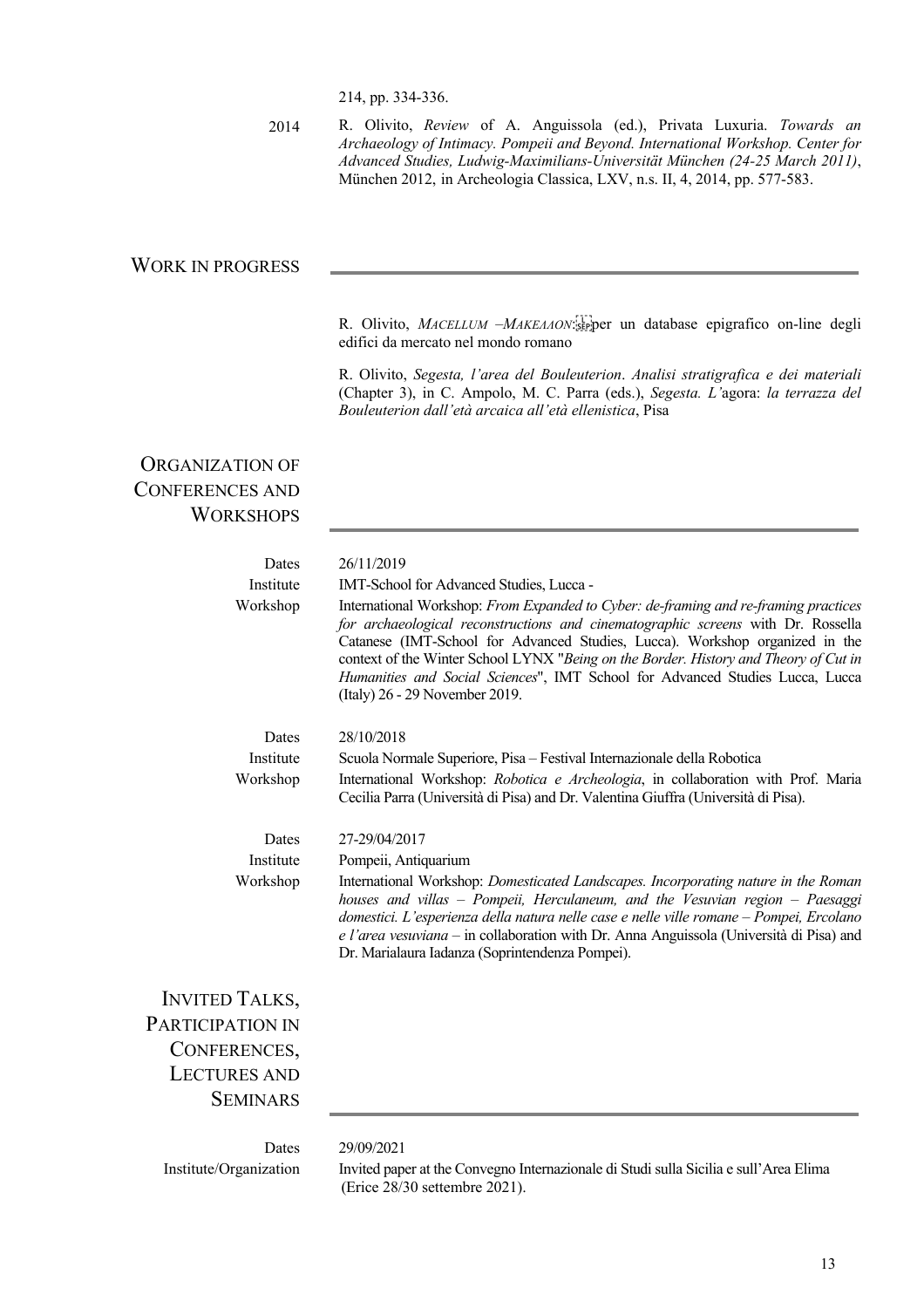214, pp. 334-336.

2014 R. Olivito, *Review* of A. Anguissola (ed.), Privata Luxuria. *Towards an Archaeology of Intimacy. Pompeii and Beyond. International Workshop. Center for Advanced Studies, Ludwig-Maximilians-Universität München (24-25 March 2011)*, München 2012, in Archeologia Classica, LXV, n.s. II, 4, 2014, pp. 577-583.

## WORK IN PROGRESS

R. Olivito, *MACELLUM –MAKEΛΛON*: per un database epigrafico on-line degli edifici da mercato nel mondo romano

R. Olivito, *Segesta, l'area del Bouleuterion*. *Analisi stratigrafica e dei materiali* (Chapter 3), in C. Ampolo, M. C. Parra (eds.), *Segesta. L'*agora: *la terrazza del Bouleuterion dall'età arcaica all'età ellenistica*, Pisa

## ORGANIZATION OF CONFERENCES AND WORKSHOPS

Dates: 26/11/2019
Institute: IMT-School for Advanced Studies, Lucca -
Workshop: International Workshop: *From Expanded to Cyber: de-framing and re-framing practices for archaeological reconstructions and cinematographic screens* with Dr. Rossella Catanese (IMT-School for Advanced Studies, Lucca). Workshop organized in the context of the Winter School LYNX "*Being on the Border. History and Theory of Cut in Humanities and Social Sciences*", IMT School for Advanced Studies Lucca, Lucca (Italy) 26 - 29 November 2019.

Dates: 28/10/2018
Institute: Scuola Normale Superiore, Pisa – Festival Internazionale della Robotica
Workshop: International Workshop: *Robotica e Archeologia*, in collaboration with Prof. Maria Cecilia Parra (Università di Pisa) and Dr. Valentina Giuffra (Università di Pisa).

Dates: 27-29/04/2017
Institute: Pompeii, Antiquarium
Workshop: International Workshop: *Domesticated Landscapes. Incorporating nature in the Roman houses and villas – Pompeii, Herculaneum, and the Vesuvian region – Paesaggi domestici. L'esperienza della natura nelle case e nelle ville romane – Pompei, Ercolano e l'area vesuviana* – in collaboration with Dr. Anna Anguissola (Università di Pisa) and Dr. Marialaura Iadanza (Soprintendenza Pompei).

## INVITED TALKS, PARTICIPATION IN CONFERENCES, LECTURES AND SEMINARS

Dates: 29/09/2021
Institute/Organization: Invited paper at the Convegno Internazionale di Studi sulla Sicilia e sull'Area Elima (Erice 28/30 settembre 2021).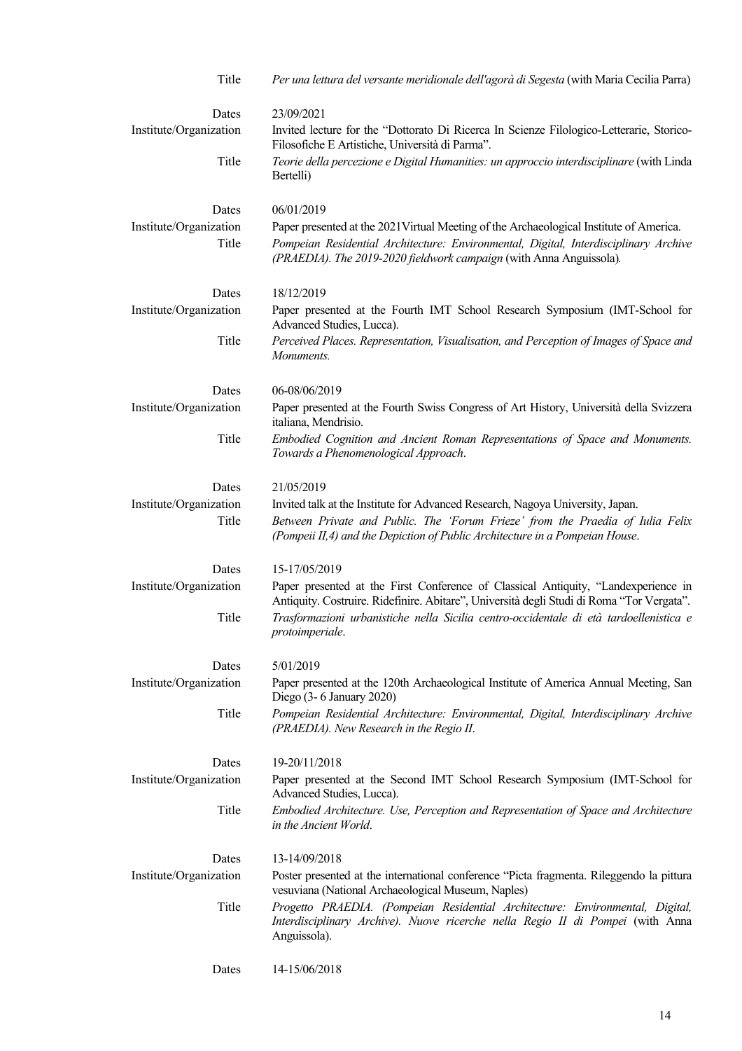| | |
|---|---|
| Title | *Per una lettura del versante meridionale dell'agorà di Segesta* (with Maria Cecilia Parra) |
| Dates | 23/09/2021 |
| Institute/Organization | Invited lecture for the "Dottorato Di Ricerca In Scienze Filologico-Letterarie, Storico-Filosofiche E Artistiche, Università di Parma". |
| Title | *Teorie della percezione e Digital Humanities: un approccio interdisciplinare* (with Linda Bertelli) |
| Dates | 06/01/2019 |
| Institute/Organization | Paper presented at the 2021Virtual Meeting of the Archaeological Institute of America. |
| Title | *Pompeian Residential Architecture: Environmental, Digital, Interdisciplinary Archive (PRAEDIA). The 2019-2020 fieldwork campaign* (with Anna Anguissola)*.* |
| Dates | 18/12/2019 |
| Institute/Organization | Paper presented at the Fourth IMT School Research Symposium (IMT-School for Advanced Studies, Lucca). |
| Title | *Perceived Places. Representation, Visualisation, and Perception of Images of Space and Monuments.* |
| Dates | 06-08/06/2019 |
| Institute/Organization | Paper presented at the Fourth Swiss Congress of Art History, Università della Svizzera italiana, Mendrisio. |
| Title | *Embodied Cognition and Ancient Roman Representations of Space and Monuments. Towards a Phenomenological Approach*. |
| Dates | 21/05/2019 |
| Institute/Organization | Invited talk at the Institute for Advanced Research, Nagoya University, Japan. |
| Title | *Between Private and Public. The 'Forum Frieze' from the Praedia of Iulia Felix (Pompeii II,4) and the Depiction of Public Architecture in a Pompeian House*. |
| Dates | 15-17/05/2019 |
| Institute/Organization | Paper presented at the First Conference of Classical Antiquity, "Landexperience in Antiquity. Costruire. Ridefinire. Abitare", Università degli Studi di Roma "Tor Vergata". |
| Title | *Trasformazioni urbanistiche nella Sicilia centro-occidentale di età tardoellenistica e protoimperiale*. |
| Dates | 5/01/2019 |
| Institute/Organization | Paper presented at the 120th Archaeological Institute of America Annual Meeting, San Diego (3- 6 January 2020) |
| Title | *Pompeian Residential Architecture: Environmental, Digital, Interdisciplinary Archive (PRAEDIA). New Research in the Regio II*. |
| Dates | 19-20/11/2018 |
| Institute/Organization | Paper presented at the Second IMT School Research Symposium (IMT-School for Advanced Studies, Lucca). |
| Title | *Embodied Architecture. Use, Perception and Representation of Space and Architecture in the Ancient World*. |
| Dates | 13-14/09/2018 |
| Institute/Organization | Poster presented at the international conference "Picta fragmenta. Rileggendo la pittura vesuviana (National Archaeological Museum, Naples) |
| Title | *Progetto PRAEDIA. (Pompeian Residential Architecture: Environmental, Digital, Interdisciplinary Archive). Nuove ricerche nella Regio II di Pompei* (with Anna Anguissola). |
| Dates | 14-15/06/2018 |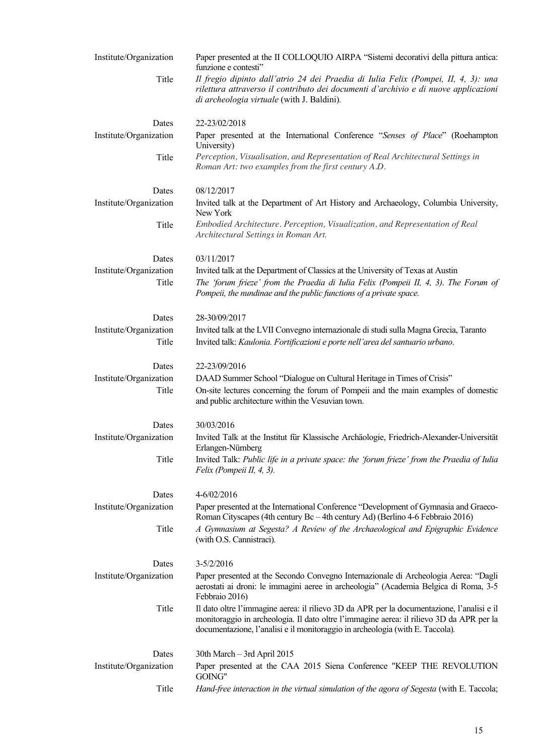| | |
|---|---|
| Institute/Organization | Paper presented at the II COLLOQUIO AIRPA "Sistemi decorativi della pittura antica: funzione e contesti" |
| Title | *Il fregio dipinto dall'atrio 24 dei Praedia di Iulia Felix (Pompei, II, 4, 3): una rilettura attraverso il contributo dei documenti d'archivio e di nuove applicazioni di archeologia virtuale* (with J. Baldini). |
| Dates | 22-23/02/2018 |
| Institute/Organization | Paper presented at the International Conference "*Senses of Place*" (Roehampton University) |
| Title | *Perception, Visualisation, and Representation of Real Architectural Settings in Roman Art: two examples from the first century A.D.* |
| Dates | 08/12/2017 |
| Institute/Organization | Invited talk at the Department of Art History and Archaeology, Columbia University, New York |
| Title | *Embodied Architecture. Perception, Visualization, and Representation of Real Architectural Settings in Roman Art.* |
| Dates | 03/11/2017 |
| Institute/Organization | Invited talk at the Department of Classics at the University of Texas at Austin |
| Title | *The 'forum frieze' from the Praedia di Iulia Felix (Pompeii II, 4, 3). The Forum of Pompeii, the nundinae and the public functions of a private space.* |
| Dates | 28-30/09/2017 |
| Institute/Organization | Invited talk at the LVII Convegno internazionale di studi sulla Magna Grecia, Taranto |
| Title | Invited talk: *Kaulonia. Fortificazioni e porte nell'area del santuario urbano*. |
| Dates | 22-23/09/2016 |
| Institute/Organization | DAAD Summer School "Dialogue on Cultural Heritage in Times of Crisis" |
| Title | On-site lectures concerning the forum of Pompeii and the main examples of domestic and public architecture within the Vesuvian town. |
| Dates | 30/03/2016 |
| Institute/Organization | Invited Talk at the Institut für Klassische Archäologie, Friedrich-Alexander-Universität Erlangen-Nürnberg |
| Title | Invited Talk: *Public life in a private space: the 'forum frieze' from the Praedia of Iulia Felix (Pompeii II, 4, 3).* |
| Dates | 4-6/02/2016 |
| Institute/Organization | Paper presented at the International Conference "Development of Gymnasia and Graeco-Roman Cityscapes (4th century Bc – 4th century Ad) (Berlino 4-6 Febbraio 2016) |
| Title | *A Gymnasium at Segesta? A Review of the Archaeological and Epigraphic Evidence* (with O.S. Cannistraci). |
| Dates | 3-5/2/2016 |
| Institute/Organization | Paper presented at the Secondo Convegno Internazionale di Archeologia Aerea: "Dagli aerostati ai droni: le immagini aeree in archeologia" (Academia Belgica di Roma, 3-5 Febbraio 2016) |
| Title | Il dato oltre l'immagine aerea: il rilievo 3D da APR per la documentazione, l'analisi e il monitoraggio in archeologia. Il dato oltre l'immagine aerea: il rilievo 3D da APR per la documentazione, l'analisi e il monitoraggio in archeologia (with E. Taccola). |
| Dates | 30th March – 3rd April 2015 |
| Institute/Organization | Paper presented at the CAA 2015 Siena Conference "KEEP THE REVOLUTION GOING" |
| Title | *Hand-free interaction in the virtual simulation of the agora of Segesta* (with E. Taccola; |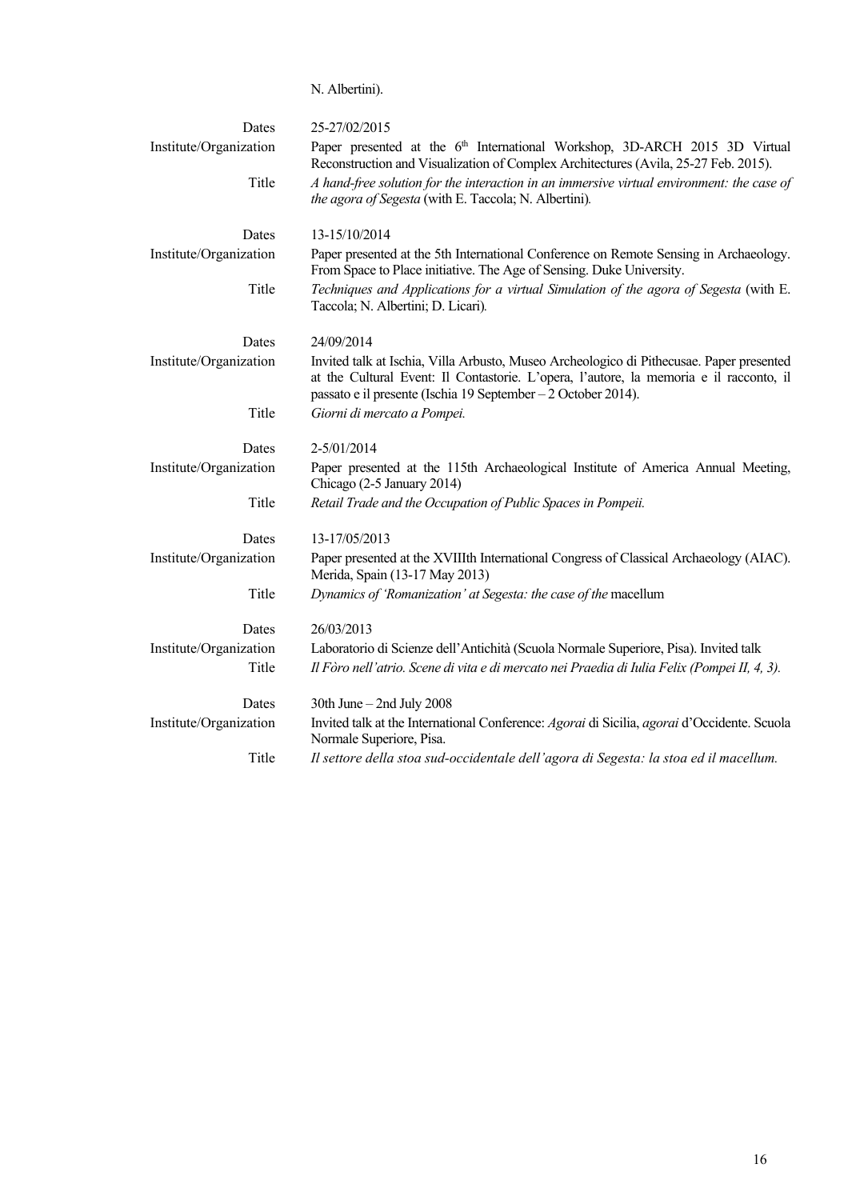N. Albertini).

| | |
|---|---|
| Dates | 25-27/02/2015 |
| Institute/Organization | Paper presented at the 6th International Workshop, 3D-ARCH 2015 3D Virtual Reconstruction and Visualization of Complex Architectures (Avila, 25-27 Feb. 2015). |
| Title | *A hand-free solution for the interaction in an immersive virtual environment: the case of the agora of Segesta* (with E. Taccola; N. Albertini). |
| Dates | 13-15/10/2014 |
| Institute/Organization | Paper presented at the 5th International Conference on Remote Sensing in Archaeology. From Space to Place initiative. The Age of Sensing. Duke University. |
| Title | *Techniques and Applications for a virtual Simulation of the agora of Segesta* (with E. Taccola; N. Albertini; D. Licari). |
| Dates | 24/09/2014 |
| Institute/Organization | Invited talk at Ischia, Villa Arbusto, Museo Archeologico di Pithecusae. Paper presented at the Cultural Event: Il Contastorie. L'opera, l'autore, la memoria e il racconto, il passato e il presente (Ischia 19 September – 2 October 2014). |
| Title | *Giorni di mercato a Pompei.* |
| Dates | 2-5/01/2014 |
| Institute/Organization | Paper presented at the 115th Archaeological Institute of America Annual Meeting, Chicago (2-5 January 2014) |
| Title | *Retail Trade and the Occupation of Public Spaces in Pompeii.* |
| Dates | 13-17/05/2013 |
| Institute/Organization | Paper presented at the XVIIIth International Congress of Classical Archaeology (AIAC). Merida, Spain (13-17 May 2013) |
| Title | *Dynamics of 'Romanization' at Segesta: the case of the* macellum |
| Dates | 26/03/2013 |
| Institute/Organization | Laboratorio di Scienze dell'Antichità (Scuola Normale Superiore, Pisa). Invited talk |
| Title | *Il Fòro nell'atrio. Scene di vita e di mercato nei Praedia di Iulia Felix (Pompei II, 4, 3).* |
| Dates | 30th June – 2nd July 2008 |
| Institute/Organization | Invited talk at the International Conference: *Agorai* di Sicilia, *agorai* d'Occidente. Scuola Normale Superiore, Pisa. |
| Title | *Il settore della stoa sud-occidentale dell'agora di Segesta: la stoa ed il macellum.* |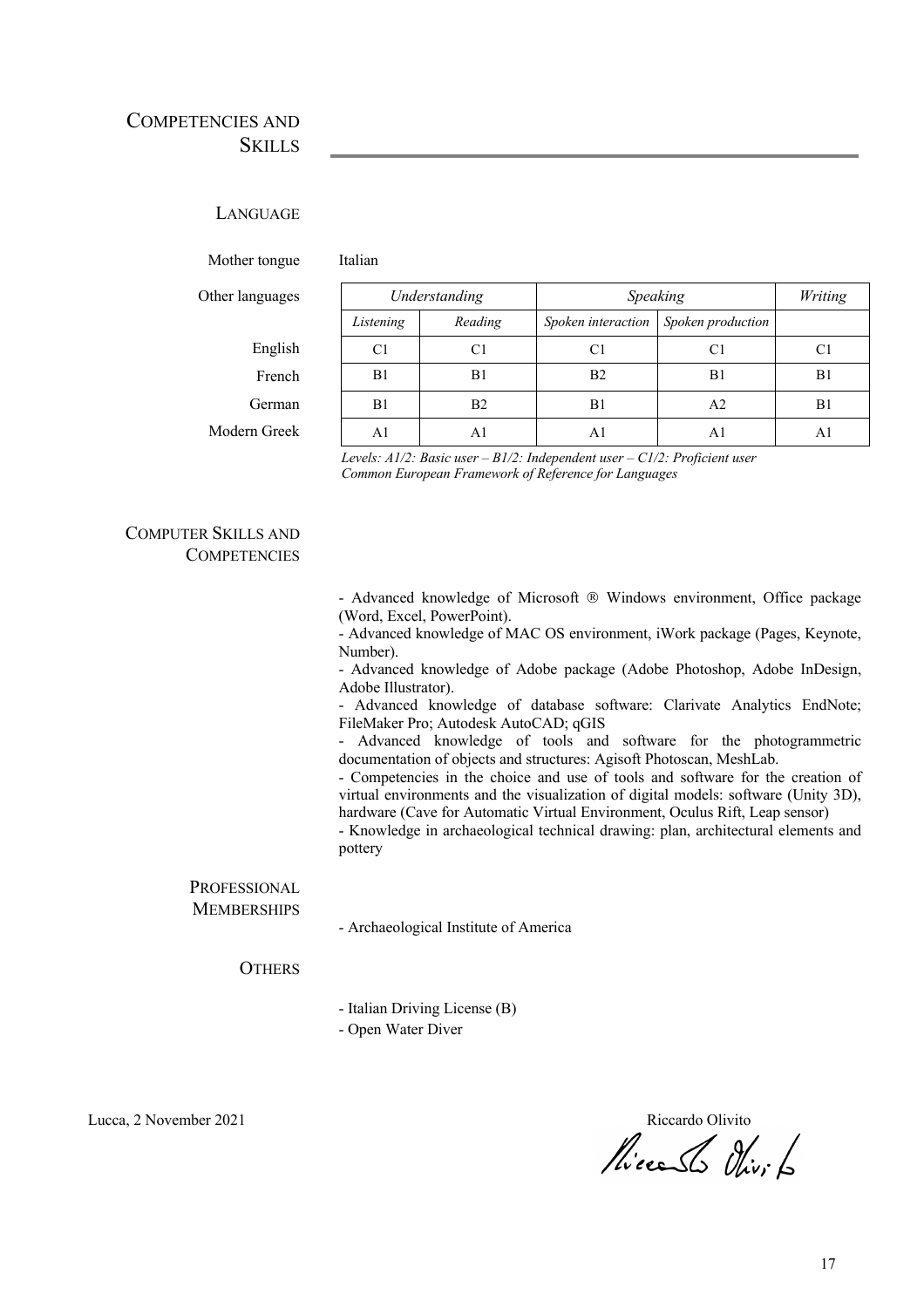## Competencies and Skills

### Language

Mother tongue: Italian

Other languages

| | Understanding | | Speaking | | Writing |
|---|---|---|---|---|---|
| | *Listening* | *Reading* | *Spoken interaction* | *Spoken production* | |
| English | C1 | C1 | C1 | C1 | C1 |
| French | B1 | B1 | B2 | B1 | B1 |
| German | B1 | B2 | B1 | A2 | B1 |
| Modern Greek | A1 | A1 | A1 | A1 | A1 |

*Levels: A1/2: Basic user – B1/2: Independent user – C1/2: Proficient user*
*Common European Framework of Reference for Languages*

### Computer Skills and Competencies

- Advanced knowledge of Microsoft ® Windows environment, Office package (Word, Excel, PowerPoint).
- Advanced knowledge of MAC OS environment, iWork package (Pages, Keynote, Number).
- Advanced knowledge of Adobe package (Adobe Photoshop, Adobe InDesign, Adobe Illustrator).
- Advanced knowledge of database software: Clarivate Analytics EndNote; FileMaker Pro; Autodesk AutoCAD; qGIS
- Advanced knowledge of tools and software for the photogrammetric documentation of objects and structures: Agisoft Photoscan, MeshLab.
- Competencies in the choice and use of tools and software for the creation of virtual environments and the visualization of digital models: software (Unity 3D), hardware (Cave for Automatic Virtual Environment, Oculus Rift, Leap sensor)
- Knowledge in archaeological technical drawing: plan, architectural elements and pottery

### Professional Memberships

- Archaeological Institute of America

### Others

- Italian Driving License (B)
- Open Water Diver

Lucca, 2 November 2021

Riccardo Olivito